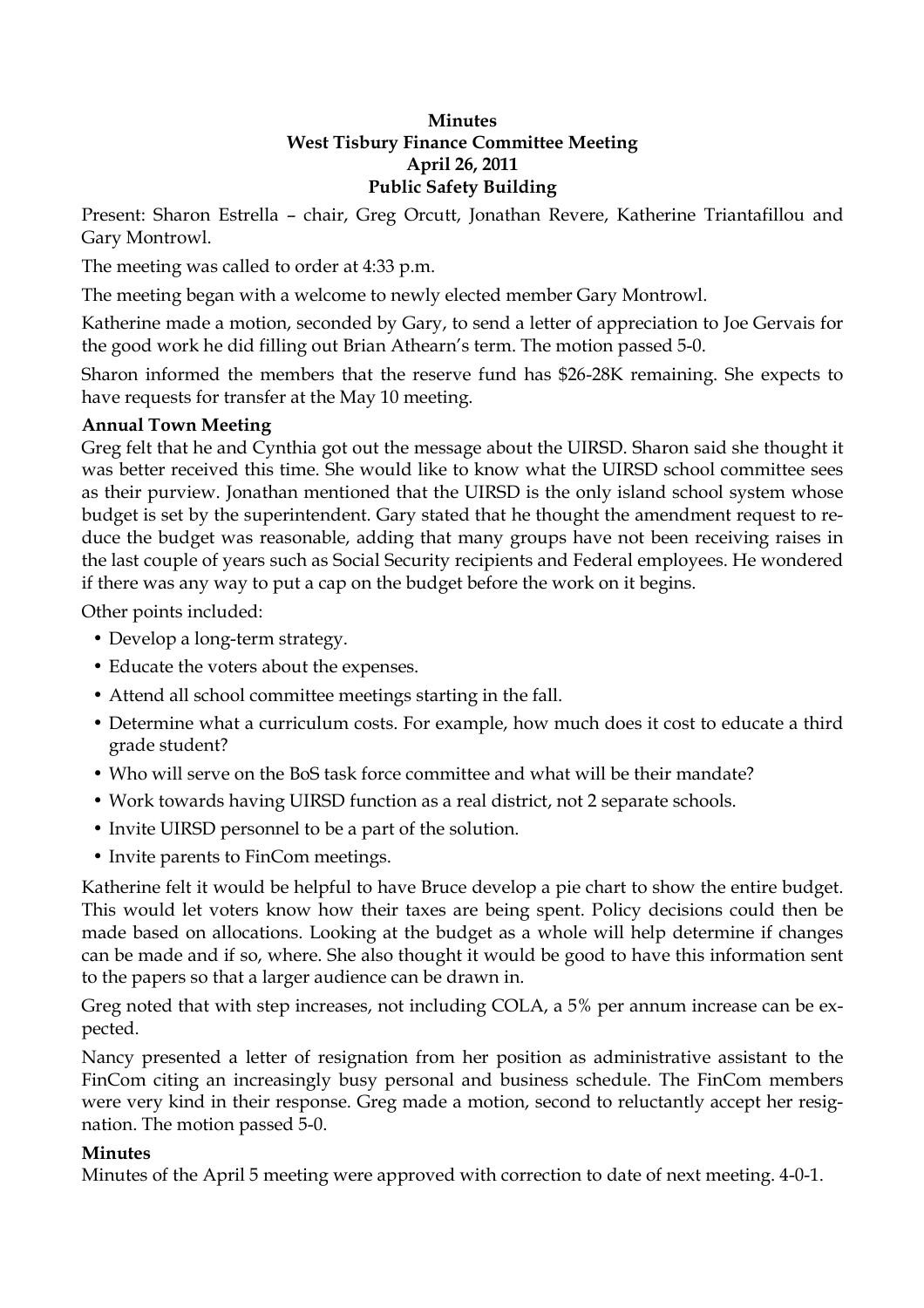**Minutes**
**West Tisbury Finance Committee Meeting**
**April 26, 2011**
**Public Safety Building**

Present: Sharon Estrella – chair, Greg Orcutt, Jonathan Revere, Katherine Triantafillou and Gary Montrowl.

The meeting was called to order at 4:33 p.m.

The meeting began with a welcome to newly elected member Gary Montrowl.

Katherine made a motion, seconded by Gary, to send a letter of appreciation to Joe Gervais for the good work he did filling out Brian Athearn's term. The motion passed 5-0.

Sharon informed the members that the reserve fund has $26-28K remaining. She expects to have requests for transfer at the May 10 meeting.

**Annual Town Meeting**

Greg felt that he and Cynthia got out the message about the UIRSD. Sharon said she thought it was better received this time. She would like to know what the UIRSD school committee sees as their purview. Jonathan mentioned that the UIRSD is the only island school system whose budget is set by the superintendent. Gary stated that he thought the amendment request to reduce the budget was reasonable, adding that many groups have not been receiving raises in the last couple of years such as Social Security recipients and Federal employees. He wondered if there was any way to put a cap on the budget before the work on it begins.

Other points included:

- Develop a long-term strategy.
- Educate the voters about the expenses.
- Attend all school committee meetings starting in the fall.
- Determine what a curriculum costs. For example, how much does it cost to educate a third grade student?
- Who will serve on the BoS task force committee and what will be their mandate?
- Work towards having UIRSD function as a real district, not 2 separate schools.
- Invite UIRSD personnel to be a part of the solution.
- Invite parents to FinCom meetings.

Katherine felt it would be helpful to have Bruce develop a pie chart to show the entire budget. This would let voters know how their taxes are being spent. Policy decisions could then be made based on allocations. Looking at the budget as a whole will help determine if changes can be made and if so, where. She also thought it would be good to have this information sent to the papers so that a larger audience can be drawn in.

Greg noted that with step increases, not including COLA, a 5% per annum increase can be expected.

Nancy presented a letter of resignation from her position as administrative assistant to the FinCom citing an increasingly busy personal and business schedule. The FinCom members were very kind in their response. Greg made a motion, second to reluctantly accept her resignation. The motion passed 5-0.

**Minutes**

Minutes of the April 5 meeting were approved with correction to date of next meeting. 4-0-1.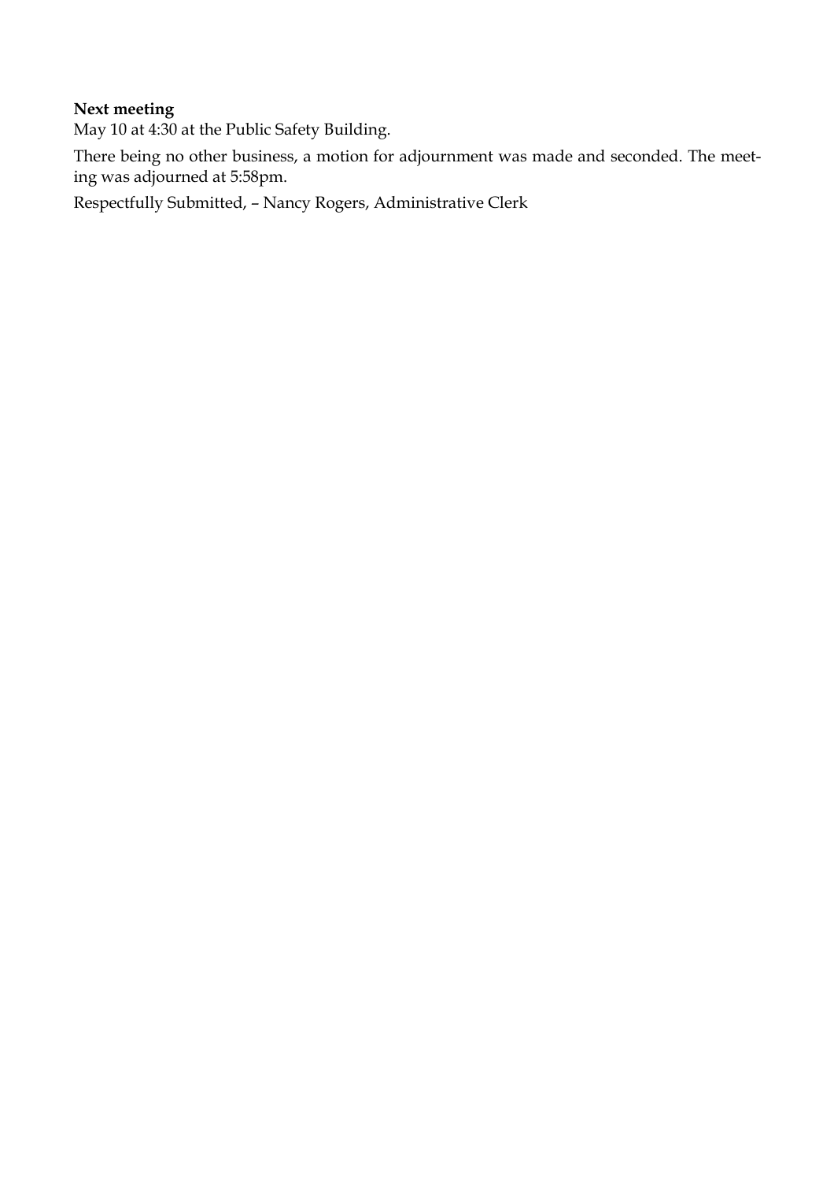**Next meeting**
May 10 at 4:30 at the Public Safety Building.

There being no other business, a motion for adjournment was made and seconded. The meeting was adjourned at 5:58pm.

Respectfully Submitted, – Nancy Rogers, Administrative Clerk